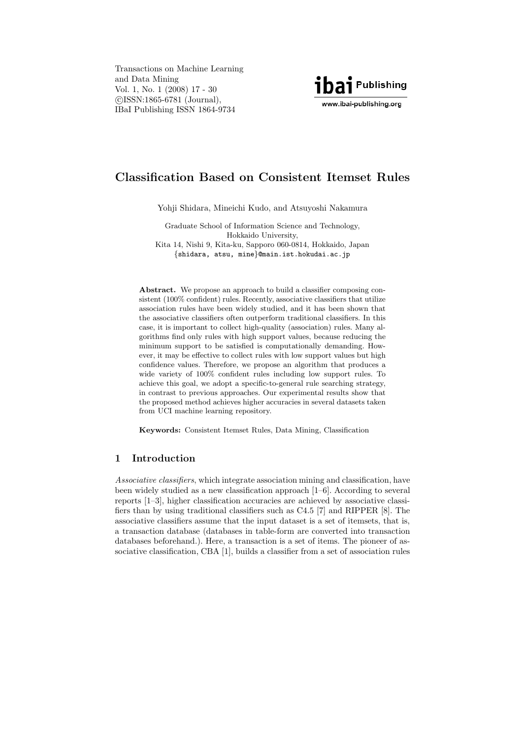# Classification Based on Consistent Itemset Rules

Yohji Shidara, Mineichi Kudo, and Atsuyoshi Nakamura

Graduate School of Information Science and Technology,
Hokkaido University,
Kita 14, Nishi 9, Kita-ku, Sapporo 060-0814, Hokkaido, Japan
{shidara, atsu, mine}@main.ist.hokudai.ac.jp

**Abstract.** We propose an approach to build a classifier composing consistent (100% confident) rules. Recently, associative classifiers that utilize association rules have been widely studied, and it has been shown that the associative classifiers often outperform traditional classifiers. In this case, it is important to collect high-quality (association) rules. Many algorithms find only rules with high support values, because reducing the minimum support to be satisfied is computationally demanding. However, it may be effective to collect rules with low support values but high confidence values. Therefore, we propose an algorithm that produces a wide variety of 100% confident rules including low support rules. To achieve this goal, we adopt a specific-to-general rule searching strategy, in contrast to previous approaches. Our experimental results show that the proposed method achieves higher accuracies in several datasets taken from UCI machine learning repository.

**Keywords:** Consistent Itemset Rules, Data Mining, Classification

## 1 Introduction

*Associative classifiers*, which integrate association mining and classification, have been widely studied as a new classification approach [1–6]. According to several reports [1–3], higher classification accuracies are achieved by associative classifiers than by using traditional classifiers such as C4.5 [7] and RIPPER [8]. The associative classifiers assume that the input dataset is a set of itemsets, that is, a transaction database (databases in table-form are converted into transaction databases beforehand.). Here, a transaction is a set of items. The pioneer of associative classification, CBA [1], builds a classifier from a set of association rules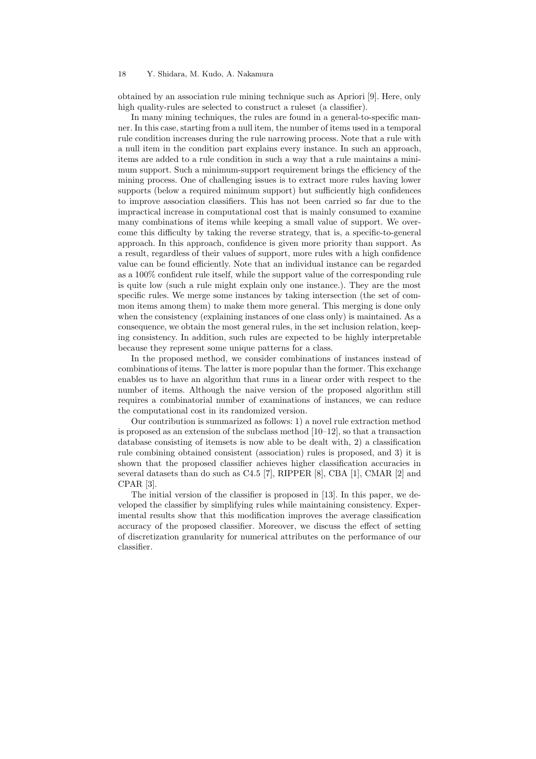obtained by an association rule mining technique such as Apriori [9]. Here, only high quality-rules are selected to construct a ruleset (a classifier).

In many mining techniques, the rules are found in a general-to-specific manner. In this case, starting from a null item, the number of items used in a temporal rule condition increases during the rule narrowing process. Note that a rule with a null item in the condition part explains every instance. In such an approach, items are added to a rule condition in such a way that a rule maintains a minimum support. Such a minimum-support requirement brings the efficiency of the mining process. One of challenging issues is to extract more rules having lower supports (below a required minimum support) but sufficiently high confidences to improve association classifiers. This has not been carried so far due to the impractical increase in computational cost that is mainly consumed to examine many combinations of items while keeping a small value of support. We overcome this difficulty by taking the reverse strategy, that is, a specific-to-general approach. In this approach, confidence is given more priority than support. As a result, regardless of their values of support, more rules with a high confidence value can be found efficiently. Note that an individual instance can be regarded as a 100% confident rule itself, while the support value of the corresponding rule is quite low (such a rule might explain only one instance.). They are the most specific rules. We merge some instances by taking intersection (the set of common items among them) to make them more general. This merging is done only when the consistency (explaining instances of one class only) is maintained. As a consequence, we obtain the most general rules, in the set inclusion relation, keeping consistency. In addition, such rules are expected to be highly interpretable because they represent some unique patterns for a class.

In the proposed method, we consider combinations of instances instead of combinations of items. The latter is more popular than the former. This exchange enables us to have an algorithm that runs in a linear order with respect to the number of items. Although the naive version of the proposed algorithm still requires a combinatorial number of examinations of instances, we can reduce the computational cost in its randomized version.

Our contribution is summarized as follows: 1) a novel rule extraction method is proposed as an extension of the subclass method [10–12], so that a transaction database consisting of itemsets is now able to be dealt with, 2) a classification rule combining obtained consistent (association) rules is proposed, and 3) it is shown that the proposed classifier achieves higher classification accuracies in several datasets than do such as C4.5 [7], RIPPER [8], CBA [1], CMAR [2] and CPAR [3].

The initial version of the classifier is proposed in [13]. In this paper, we developed the classifier by simplifying rules while maintaining consistency. Experimental results show that this modification improves the average classification accuracy of the proposed classifier. Moreover, we discuss the effect of setting of discretization granularity for numerical attributes on the performance of our classifier.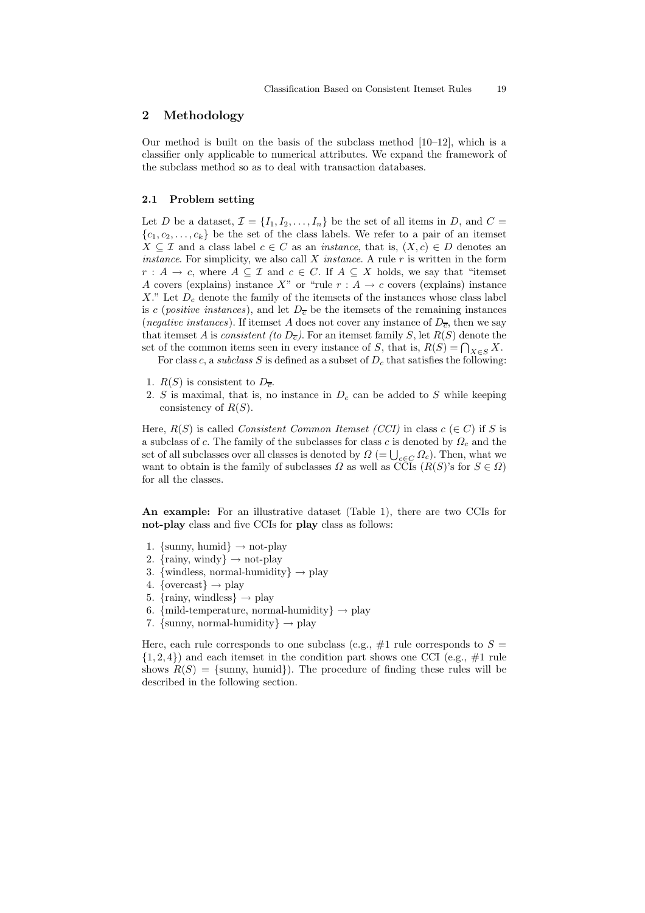## 2 Methodology

Our method is built on the basis of the subclass method [10–12], which is a classifier only applicable to numerical attributes. We expand the framework of the subclass method so as to deal with transaction databases.

### 2.1 Problem setting

Let $D$ be a dataset, $\mathcal{I} = \{I_1, I_2, \ldots, I_n\}$ be the set of all items in $D$, and $C = \{c_1, c_2, \ldots, c_k\}$ be the set of the class labels. We refer to a pair of an itemset $X \subseteq \mathcal{I}$ and a class label $c \in C$ as an *instance*, that is, $(X, c) \in D$ denotes an *instance*. For simplicity, we also call $X$ *instance*. A rule $r$ is written in the form $r : A \rightarrow c$, where $A \subseteq \mathcal{I}$ and $c \in C$. If $A \subseteq X$ holds, we say that "itemset $A$ covers (explains) instance $X$" or "rule $r : A \rightarrow c$ covers (explains) instance $X$." Let $D_c$ denote the family of the itemsets of the instances whose class label is $c$ (*positive instances*), and let $D_{\overline{c}}$ be the itemsets of the remaining instances (*negative instances*). If itemset $A$ does not cover any instance of $D_{\overline{c}}$, then we say that itemset $A$ is *consistent (to $D_{\overline{c}}$)*. For an itemset family $S$, let $R(S)$ denote the set of the common items seen in every instance of $S$, that is, $R(S) = \bigcap_{X \in S} X$.

For class $c$, a *subclass* $S$ is defined as a subset of $D_c$ that satisfies the following:

1. $R(S)$ is consistent to $D_{\overline{c}}$.
2. $S$ is maximal, that is, no instance in $D_c$ can be added to $S$ while keeping consistency of $R(S)$.

Here, $R(S)$ is called *Consistent Common Itemset (CCI)* in class $c$ ($\in C$) if $S$ is a subclass of $c$. The family of the subclasses for class $c$ is denoted by $\Omega_c$ and the set of all subclasses over all classes is denoted by $\Omega$ ($= \bigcup_{c \in C} \Omega_c$). Then, what we want to obtain is the family of subclasses $\Omega$ as well as CCIs ($R(S)$'s for $S \in \Omega$) for all the classes.

**An example:** For an illustrative dataset (Table 1), there are two CCIs for **not-play** class and five CCIs for **play** class as follows:

1. {sunny, humid} $\rightarrow$ not-play
2. {rainy, windy} $\rightarrow$ not-play
3. {windless, normal-humidity} $\rightarrow$ play
4. {overcast} $\rightarrow$ play
5. {rainy, windless} $\rightarrow$ play
6. {mild-temperature, normal-humidity} $\rightarrow$ play
7. {sunny, normal-humidity} $\rightarrow$ play

Here, each rule corresponds to one subclass (e.g., #1 rule corresponds to $S = \{1, 2, 4\}$) and each itemset in the condition part shows one CCI (e.g., #1 rule shows $R(S) = \{\text{sunny, humid}\}$). The procedure of finding these rules will be described in the following section.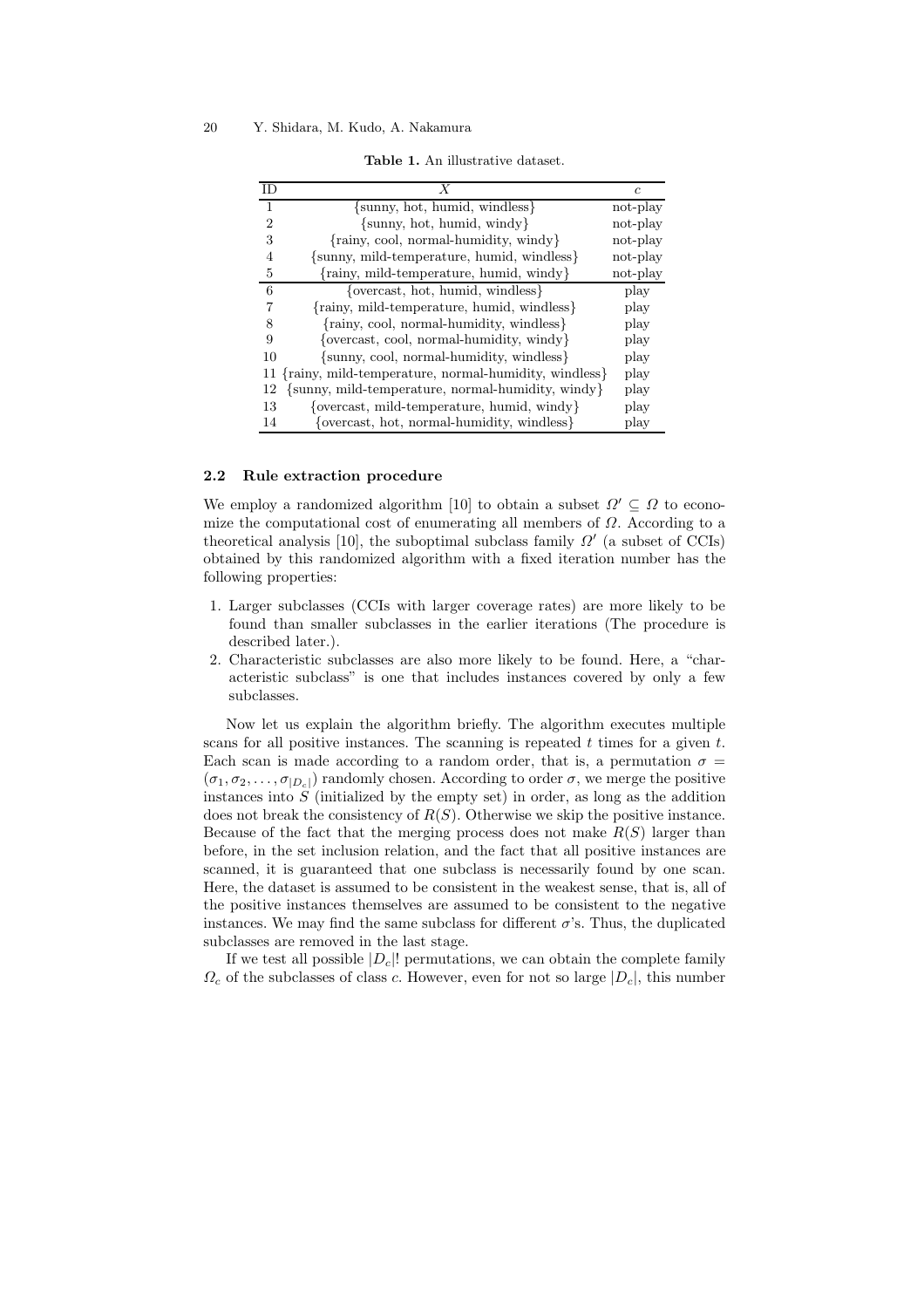**Table 1.** An illustrative dataset.

| ID | $X$ | $c$ |
|---|---|---|
| 1 | {sunny, hot, humid, windless} | not-play |
| 2 | {sunny, hot, humid, windy} | not-play |
| 3 | {rainy, cool, normal-humidity, windy} | not-play |
| 4 | {sunny, mild-temperature, humid, windless} | not-play |
| 5 | {rainy, mild-temperature, humid, windy} | not-play |
| 6 | {overcast, hot, humid, windless} | play |
| 7 | {rainy, mild-temperature, humid, windless} | play |
| 8 | {rainy, cool, normal-humidity, windless} | play |
| 9 | {overcast, cool, normal-humidity, windy} | play |
| 10 | {sunny, cool, normal-humidity, windless} | play |
| 11 | {rainy, mild-temperature, normal-humidity, windless} | play |
| 12 | {sunny, mild-temperature, normal-humidity, windy} | play |
| 13 | {overcast, mild-temperature, humid, windy} | play |
| 14 | {overcast, hot, normal-humidity, windless} | play |

### 2.2 Rule extraction procedure

We employ a randomized algorithm [10] to obtain a subset $\Omega' \subseteq \Omega$ to economize the computational cost of enumerating all members of $\Omega$. According to a theoretical analysis [10], the suboptimal subclass family $\Omega'$ (a subset of CCIs) obtained by this randomized algorithm with a fixed iteration number has the following properties:

1. Larger subclasses (CCIs with larger coverage rates) are more likely to be found than smaller subclasses in the earlier iterations (The procedure is described later.).
2. Characteristic subclasses are also more likely to be found. Here, a "characteristic subclass" is one that includes instances covered by only a few subclasses.

Now let us explain the algorithm briefly. The algorithm executes multiple scans for all positive instances. The scanning is repeated $t$ times for a given $t$. Each scan is made according to a random order, that is, a permutation $\sigma = (\sigma_1, \sigma_2, \ldots, \sigma_{|D_c|})$ randomly chosen. According to order $\sigma$, we merge the positive instances into $S$ (initialized by the empty set) in order, as long as the addition does not break the consistency of $R(S)$. Otherwise we skip the positive instance. Because of the fact that the merging process does not make $R(S)$ larger than before, in the set inclusion relation, and the fact that all positive instances are scanned, it is guaranteed that one subclass is necessarily found by one scan. Here, the dataset is assumed to be consistent in the weakest sense, that is, all of the positive instances themselves are assumed to be consistent to the negative instances. We may find the same subclass for different $\sigma$'s. Thus, the duplicated subclasses are removed in the last stage.

If we test all possible $|D_c|!$ permutations, we can obtain the complete family $\Omega_c$ of the subclasses of class $c$. However, even for not so large $|D_c|$, this number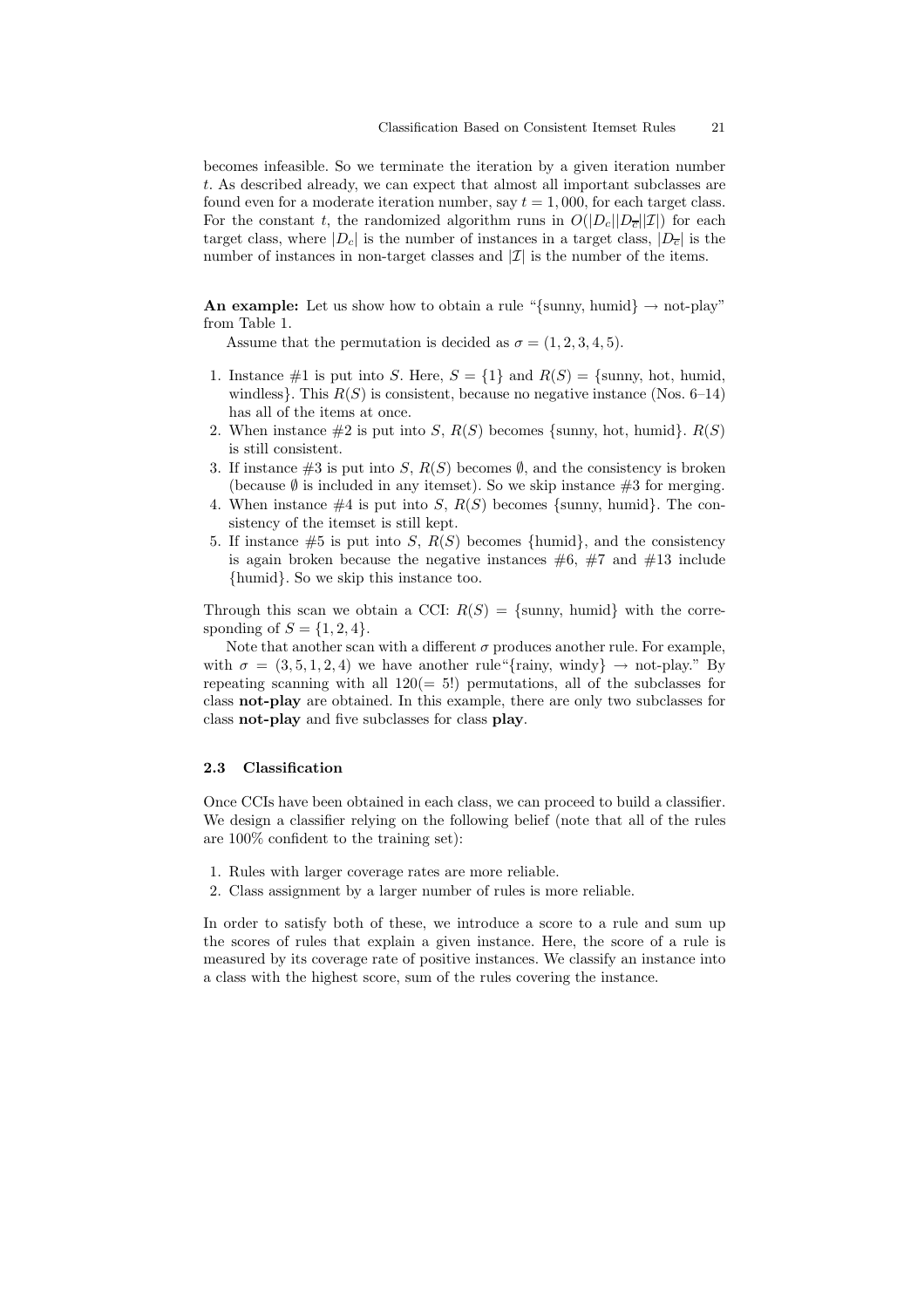becomes infeasible. So we terminate the iteration by a given iteration number $t$. As described already, we can expect that almost all important subclasses are found even for a moderate iteration number, say $t = 1,000$, for each target class. For the constant $t$, the randomized algorithm runs in $O(|D_c||D_{\overline{c}}||\mathcal{I}|)$ for each target class, where $|D_c|$ is the number of instances in a target class, $|D_{\overline{c}}|$ is the number of instances in non-target classes and $|\mathcal{I}|$ is the number of the items.

**An example:** Let us show how to obtain a rule "{sunny, humid} → not-play" from Table 1.

Assume that the permutation is decided as $\sigma = (1, 2, 3, 4, 5)$.

1. Instance #1 is put into $S$. Here, $S = \{1\}$ and $R(S) =$ {sunny, hot, humid, windless}. This $R(S)$ is consistent, because no negative instance (Nos. 6–14) has all of the items at once.
2. When instance #2 is put into $S$, $R(S)$ becomes {sunny, hot, humid}. $R(S)$ is still consistent.
3. If instance #3 is put into $S$, $R(S)$ becomes $\emptyset$, and the consistency is broken (because $\emptyset$ is included in any itemset). So we skip instance #3 for merging.
4. When instance #4 is put into $S$, $R(S)$ becomes {sunny, humid}. The consistency of the itemset is still kept.
5. If instance #5 is put into $S$, $R(S)$ becomes {humid}, and the consistency is again broken because the negative instances #6, #7 and #13 include {humid}. So we skip this instance too.

Through this scan we obtain a CCI: $R(S) =$ {sunny, humid} with the corresponding of $S = \{1, 2, 4\}$.

Note that another scan with a different $\sigma$ produces another rule. For example, with $\sigma = (3, 5, 1, 2, 4)$ we have another rule"{rainy, windy} → not-play." By repeating scanning with all $120 (= 5!)$ permutations, all of the subclasses for class **not-play** are obtained. In this example, there are only two subclasses for class **not-play** and five subclasses for class **play**.

### 2.3 Classification

Once CCIs have been obtained in each class, we can proceed to build a classifier. We design a classifier relying on the following belief (note that all of the rules are 100% confident to the training set):

1. Rules with larger coverage rates are more reliable.
2. Class assignment by a larger number of rules is more reliable.

In order to satisfy both of these, we introduce a score to a rule and sum up the scores of rules that explain a given instance. Here, the score of a rule is measured by its coverage rate of positive instances. We classify an instance into a class with the highest score, sum of the rules covering the instance.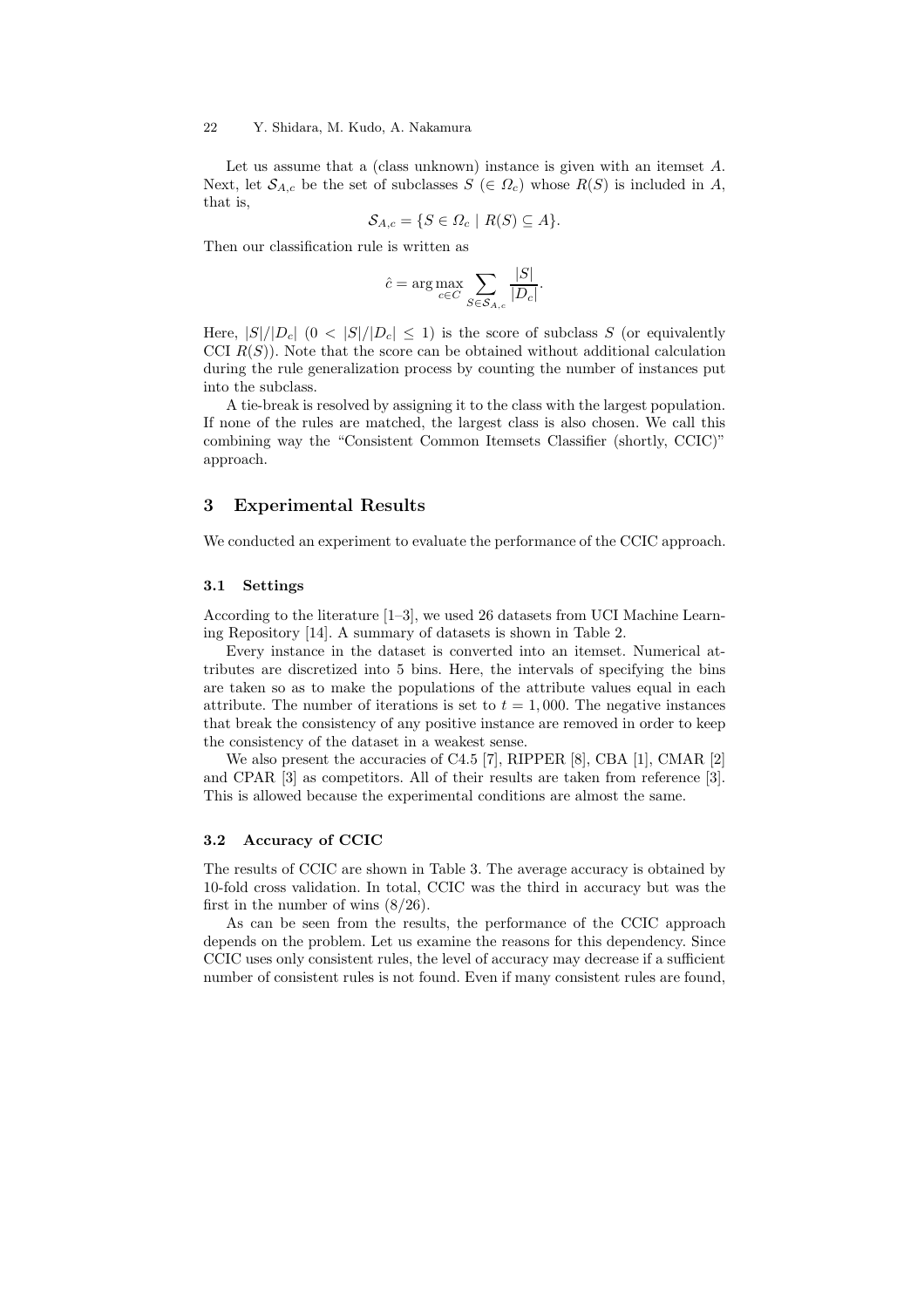Let us assume that a (class unknown) instance is given with an itemset $A$. Next, let $\mathcal{S}_{A,c}$ be the set of subclasses $S$ ($\in \Omega_c$) whose $R(S)$ is included in $A$, that is,

$$\mathcal{S}_{A,c} = \{S \in \Omega_c \mid R(S) \subseteq A\}.$$

Then our classification rule is written as

$$\hat{c} = \arg\max_{c \in C} \sum_{S \in \mathcal{S}_{A,c}} \frac{|S|}{|D_c|}.$$

Here, $|S|/|D_c|$ ($0 < |S|/|D_c| \leq 1$) is the score of subclass $S$ (or equivalently CCI $R(S)$). Note that the score can be obtained without additional calculation during the rule generalization process by counting the number of instances put into the subclass.

A tie-break is resolved by assigning it to the class with the largest population. If none of the rules are matched, the largest class is also chosen. We call this combining way the "Consistent Common Itemsets Classifier (shortly, CCIC)" approach.

## 3 Experimental Results

We conducted an experiment to evaluate the performance of the CCIC approach.

### 3.1 Settings

According to the literature [1–3], we used 26 datasets from UCI Machine Learning Repository [14]. A summary of datasets is shown in Table 2.

Every instance in the dataset is converted into an itemset. Numerical attributes are discretized into 5 bins. Here, the intervals of specifying the bins are taken so as to make the populations of the attribute values equal in each attribute. The number of iterations is set to $t = 1,000$. The negative instances that break the consistency of any positive instance are removed in order to keep the consistency of the dataset in a weakest sense.

We also present the accuracies of C4.5 [7], RIPPER [8], CBA [1], CMAR [2] and CPAR [3] as competitors. All of their results are taken from reference [3]. This is allowed because the experimental conditions are almost the same.

### 3.2 Accuracy of CCIC

The results of CCIC are shown in Table 3. The average accuracy is obtained by 10-fold cross validation. In total, CCIC was the third in accuracy but was the first in the number of wins (8/26).

As can be seen from the results, the performance of the CCIC approach depends on the problem. Let us examine the reasons for this dependency. Since CCIC uses only consistent rules, the level of accuracy may decrease if a sufficient number of consistent rules is not found. Even if many consistent rules are found,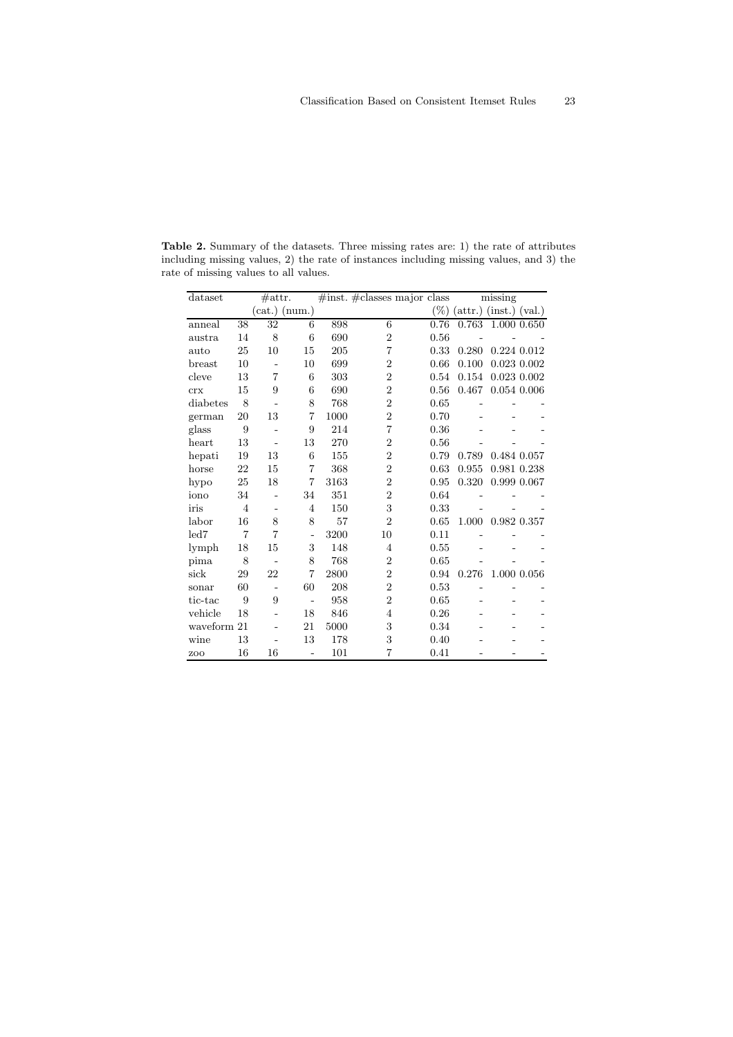**Table 2.** Summary of the datasets. Three missing rates are: 1) the rate of attributes including missing values, 2) the rate of instances including missing values, and 3) the rate of missing values to all values.

| dataset | #attr. | | | #inst. | #classes | major class | missing | | |
|---|---|---|---|---|---|---|---|---|---|
| | | (cat.) | (num.) | | | (%) | (attr.) | (inst.) | (val.) |
| anneal | 38 | 32 | 6 | 898 | 6 | 0.76 | 0.763 | 1.000 | 0.650 |
| austra | 14 | 8 | 6 | 690 | 2 | 0.56 | - | - | - |
| auto | 25 | 10 | 15 | 205 | 7 | 0.33 | 0.280 | 0.224 | 0.012 |
| breast | 10 | - | 10 | 699 | 2 | 0.66 | 0.100 | 0.023 | 0.002 |
| cleve | 13 | 7 | 6 | 303 | 2 | 0.54 | 0.154 | 0.023 | 0.002 |
| crx | 15 | 9 | 6 | 690 | 2 | 0.56 | 0.467 | 0.054 | 0.006 |
| diabetes | 8 | - | 8 | 768 | 2 | 0.65 | - | - | - |
| german | 20 | 13 | 7 | 1000 | 2 | 0.70 | - | - | - |
| glass | 9 | - | 9 | 214 | 7 | 0.36 | - | - | - |
| heart | 13 | - | 13 | 270 | 2 | 0.56 | - | - | - |
| hepati | 19 | 13 | 6 | 155 | 2 | 0.79 | 0.789 | 0.484 | 0.057 |
| horse | 22 | 15 | 7 | 368 | 2 | 0.63 | 0.955 | 0.981 | 0.238 |
| hypo | 25 | 18 | 7 | 3163 | 2 | 0.95 | 0.320 | 0.999 | 0.067 |
| iono | 34 | - | 34 | 351 | 2 | 0.64 | - | - | - |
| iris | 4 | - | 4 | 150 | 3 | 0.33 | - | - | - |
| labor | 16 | 8 | 8 | 57 | 2 | 0.65 | 1.000 | 0.982 | 0.357 |
| led7 | 7 | 7 | - | 3200 | 10 | 0.11 | - | - | - |
| lymph | 18 | 15 | 3 | 148 | 4 | 0.55 | - | - | - |
| pima | 8 | - | 8 | 768 | 2 | 0.65 | - | - | - |
| sick | 29 | 22 | 7 | 2800 | 2 | 0.94 | 0.276 | 1.000 | 0.056 |
| sonar | 60 | - | 60 | 208 | 2 | 0.53 | - | - | - |
| tic-tac | 9 | 9 | - | 958 | 2 | 0.65 | - | - | - |
| vehicle | 18 | - | 18 | 846 | 4 | 0.26 | - | - | - |
| waveform | 21 | - | 21 | 5000 | 3 | 0.34 | - | - | - |
| wine | 13 | - | 13 | 178 | 3 | 0.40 | - | - | - |
| zoo | 16 | 16 | - | 101 | 7 | 0.41 | - | - | - |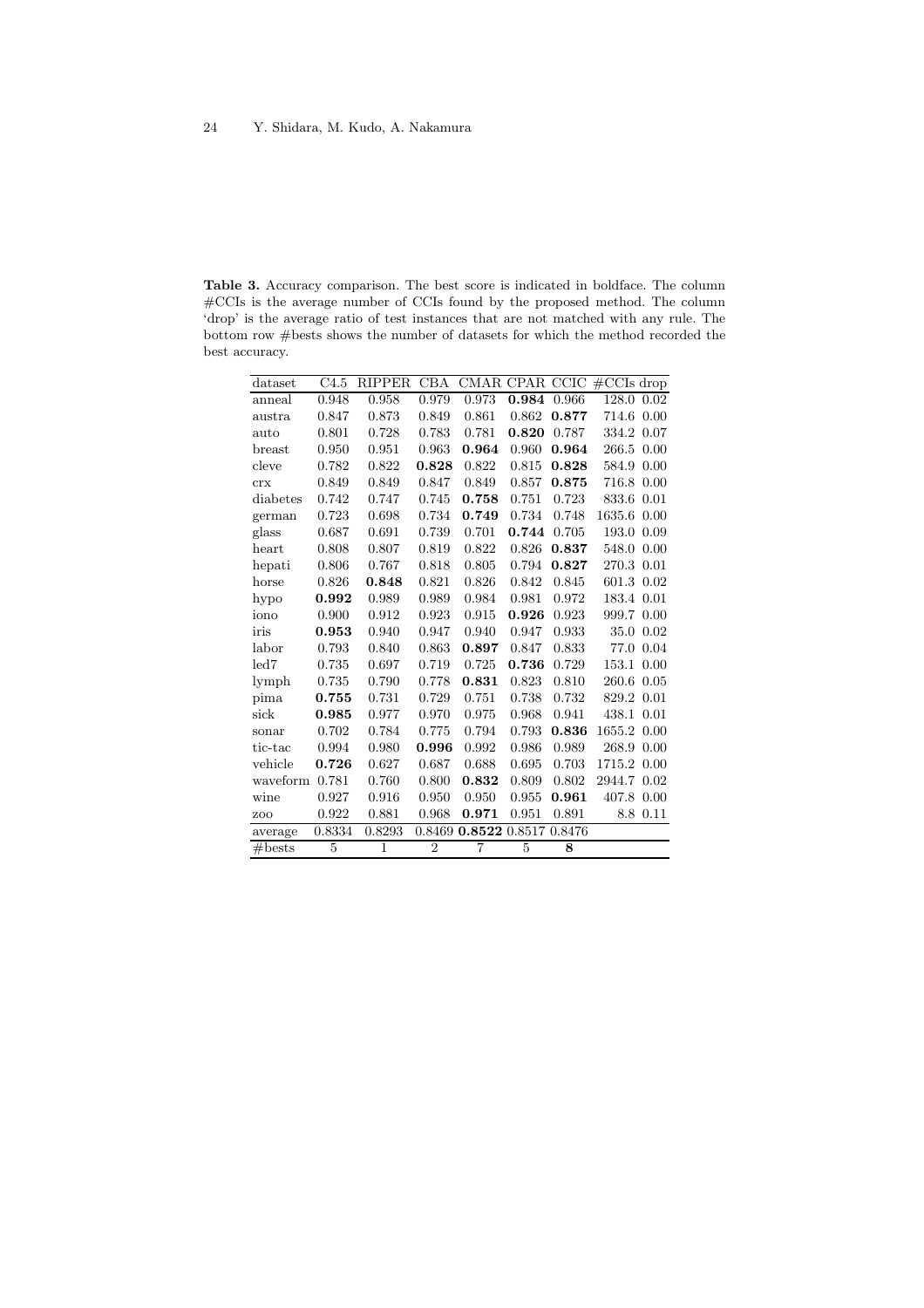**Table 3.** Accuracy comparison. The best score is indicated in boldface. The column #CCIs is the average number of CCIs found by the proposed method. The column 'drop' is the average ratio of test instances that are not matched with any rule. The bottom row #bests shows the number of datasets for which the method recorded the best accuracy.

| dataset | C4.5 | RIPPER | CBA | CMAR | CPAR | CCIC | #CCIs | drop |
|---|---|---|---|---|---|---|---|---|
| anneal | 0.948 | 0.958 | 0.979 | 0.973 | **0.984** | 0.966 | 128.0 | 0.02 |
| austra | 0.847 | 0.873 | 0.849 | 0.861 | 0.862 | **0.877** | 714.6 | 0.00 |
| auto | 0.801 | 0.728 | 0.783 | 0.781 | **0.820** | 0.787 | 334.2 | 0.07 |
| breast | 0.950 | 0.951 | 0.963 | **0.964** | 0.960 | **0.964** | 266.5 | 0.00 |
| cleve | 0.782 | 0.822 | **0.828** | 0.822 | 0.815 | **0.828** | 584.9 | 0.00 |
| crx | 0.849 | 0.849 | 0.847 | 0.849 | 0.857 | **0.875** | 716.8 | 0.00 |
| diabetes | 0.742 | 0.747 | 0.745 | **0.758** | 0.751 | 0.723 | 833.6 | 0.01 |
| german | 0.723 | 0.698 | 0.734 | **0.749** | 0.734 | 0.748 | 1635.6 | 0.00 |
| glass | 0.687 | 0.691 | 0.739 | 0.701 | **0.744** | 0.705 | 193.0 | 0.09 |
| heart | 0.808 | 0.807 | 0.819 | 0.822 | 0.826 | **0.837** | 548.0 | 0.00 |
| hepati | 0.806 | 0.767 | 0.818 | 0.805 | 0.794 | **0.827** | 270.3 | 0.01 |
| horse | 0.826 | **0.848** | 0.821 | 0.826 | 0.842 | 0.845 | 601.3 | 0.02 |
| hypo | **0.992** | 0.989 | 0.989 | 0.984 | 0.981 | 0.972 | 183.4 | 0.01 |
| iono | 0.900 | 0.912 | 0.923 | 0.915 | **0.926** | 0.923 | 999.7 | 0.00 |
| iris | **0.953** | 0.940 | 0.947 | 0.940 | 0.947 | 0.933 | 35.0 | 0.02 |
| labor | 0.793 | 0.840 | 0.863 | **0.897** | 0.847 | 0.833 | 77.0 | 0.04 |
| led7 | 0.735 | 0.697 | 0.719 | 0.725 | **0.736** | 0.729 | 153.1 | 0.00 |
| lymph | 0.735 | 0.790 | 0.778 | **0.831** | 0.823 | 0.810 | 260.6 | 0.05 |
| pima | **0.755** | 0.731 | 0.729 | 0.751 | 0.738 | 0.732 | 829.2 | 0.01 |
| sick | **0.985** | 0.977 | 0.970 | 0.975 | 0.968 | 0.941 | 438.1 | 0.01 |
| sonar | 0.702 | 0.784 | 0.775 | 0.794 | 0.793 | **0.836** | 1655.2 | 0.00 |
| tic-tac | 0.994 | 0.980 | **0.996** | 0.992 | 0.986 | 0.989 | 268.9 | 0.00 |
| vehicle | **0.726** | 0.627 | 0.687 | 0.688 | 0.695 | 0.703 | 1715.2 | 0.00 |
| waveform | 0.781 | 0.760 | 0.800 | **0.832** | 0.809 | 0.802 | 2944.7 | 0.02 |
| wine | 0.927 | 0.916 | 0.950 | 0.950 | 0.955 | **0.961** | 407.8 | 0.00 |
| zoo | 0.922 | 0.881 | 0.968 | **0.971** | 0.951 | 0.891 | 8.8 | 0.11 |
| average | 0.8334 | 0.8293 | 0.8469 | **0.8522** | 0.8517 | 0.8476 | | |
| #bests | 5 | 1 | 2 | 7 | 5 | **8** | | |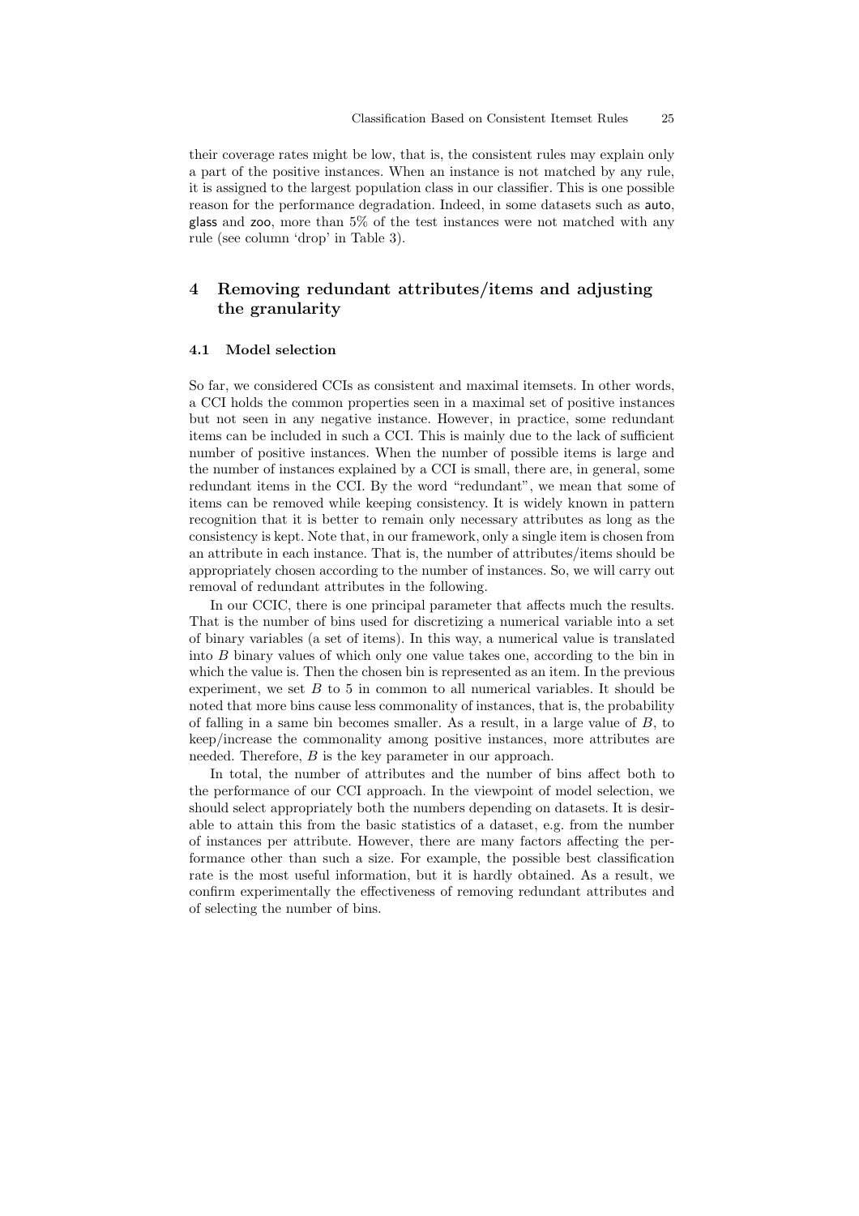their coverage rates might be low, that is, the consistent rules may explain only a part of the positive instances. When an instance is not matched by any rule, it is assigned to the largest population class in our classifier. This is one possible reason for the performance degradation. Indeed, in some datasets such as auto, glass and zoo, more than 5% of the test instances were not matched with any rule (see column 'drop' in Table 3).

## 4 Removing redundant attributes/items and adjusting the granularity

### 4.1 Model selection

So far, we considered CCIs as consistent and maximal itemsets. In other words, a CCI holds the common properties seen in a maximal set of positive instances but not seen in any negative instance. However, in practice, some redundant items can be included in such a CCI. This is mainly due to the lack of sufficient number of positive instances. When the number of possible items is large and the number of instances explained by a CCI is small, there are, in general, some redundant items in the CCI. By the word "redundant", we mean that some of items can be removed while keeping consistency. It is widely known in pattern recognition that it is better to remain only necessary attributes as long as the consistency is kept. Note that, in our framework, only a single item is chosen from an attribute in each instance. That is, the number of attributes/items should be appropriately chosen according to the number of instances. So, we will carry out removal of redundant attributes in the following.

In our CCIC, there is one principal parameter that affects much the results. That is the number of bins used for discretizing a numerical variable into a set of binary variables (a set of items). In this way, a numerical value is translated into $B$ binary values of which only one value takes one, according to the bin in which the value is. Then the chosen bin is represented as an item. In the previous experiment, we set $B$ to 5 in common to all numerical variables. It should be noted that more bins cause less commonality of instances, that is, the probability of falling in a same bin becomes smaller. As a result, in a large value of $B$, to keep/increase the commonality among positive instances, more attributes are needed. Therefore, $B$ is the key parameter in our approach.

In total, the number of attributes and the number of bins affect both to the performance of our CCI approach. In the viewpoint of model selection, we should select appropriately both the numbers depending on datasets. It is desirable to attain this from the basic statistics of a dataset, e.g. from the number of instances per attribute. However, there are many factors affecting the performance other than such a size. For example, the possible best classification rate is the most useful information, but it is hardly obtained. As a result, we confirm experimentally the effectiveness of removing redundant attributes and of selecting the number of bins.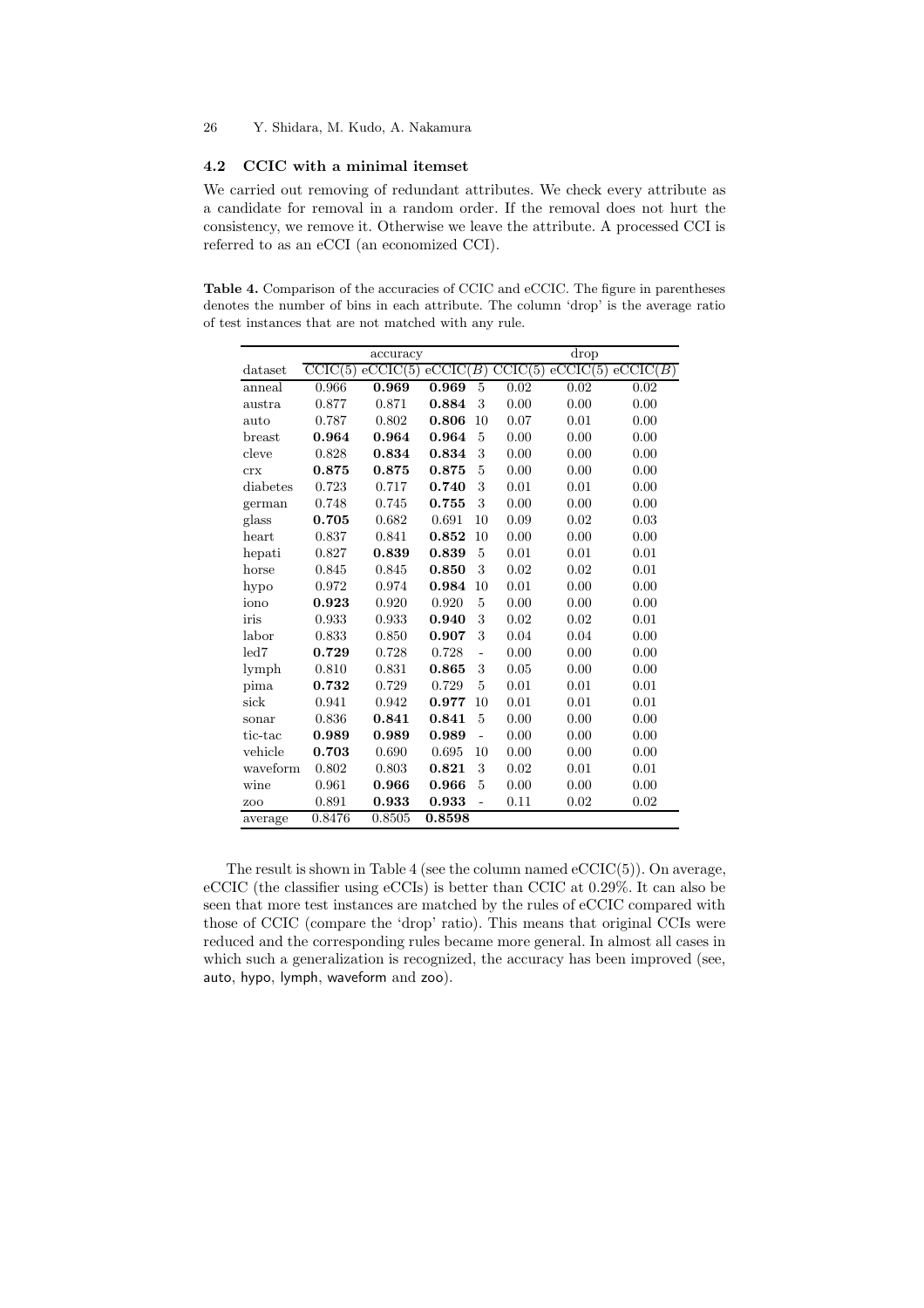### 4.2 CCIC with a minimal itemset

We carried out removing of redundant attributes. We check every attribute as a candidate for removal in a random order. If the removal does not hurt the consistency, we remove it. Otherwise we leave the attribute. A processed CCI is referred to as an eCCI (an economized CCI).

**Table 4.** Comparison of the accuracies of CCIC and eCCIC. The figure in parentheses denotes the number of bins in each attribute. The column 'drop' is the average ratio of test instances that are not matched with any rule.

| | accuracy | | | | drop | | |
|---|---|---|---|---|---|---|---|
| dataset | CCIC(5) | eCCIC(5) | eCCIC($B$) | | CCIC(5) | eCCIC(5) | eCCIC($B$) |
| anneal | 0.966 | **0.969** | **0.969** | 5 | 0.02 | 0.02 | 0.02 |
| austra | 0.877 | 0.871 | **0.884** | 3 | 0.00 | 0.00 | 0.00 |
| auto | 0.787 | 0.802 | **0.806** | 10 | 0.07 | 0.01 | 0.00 |
| breast | **0.964** | **0.964** | **0.964** | 5 | 0.00 | 0.00 | 0.00 |
| cleve | 0.828 | **0.834** | **0.834** | 3 | 0.00 | 0.00 | 0.00 |
| crx | **0.875** | **0.875** | **0.875** | 5 | 0.00 | 0.00 | 0.00 |
| diabetes | 0.723 | 0.717 | **0.740** | 3 | 0.01 | 0.01 | 0.00 |
| german | 0.748 | 0.745 | **0.755** | 3 | 0.00 | 0.00 | 0.00 |
| glass | **0.705** | 0.682 | 0.691 | 10 | 0.09 | 0.02 | 0.03 |
| heart | 0.837 | 0.841 | **0.852** | 10 | 0.00 | 0.00 | 0.00 |
| hepati | 0.827 | **0.839** | **0.839** | 5 | 0.01 | 0.01 | 0.01 |
| horse | 0.845 | 0.845 | **0.850** | 3 | 0.02 | 0.02 | 0.01 |
| hypo | 0.972 | 0.974 | **0.984** | 10 | 0.01 | 0.00 | 0.00 |
| iono | **0.923** | 0.920 | 0.920 | 5 | 0.00 | 0.00 | 0.00 |
| iris | 0.933 | 0.933 | **0.940** | 3 | 0.02 | 0.02 | 0.01 |
| labor | 0.833 | 0.850 | **0.907** | 3 | 0.04 | 0.04 | 0.00 |
| led7 | **0.729** | 0.728 | 0.728 | - | 0.00 | 0.00 | 0.00 |
| lymph | 0.810 | 0.831 | **0.865** | 3 | 0.05 | 0.00 | 0.00 |
| pima | **0.732** | 0.729 | 0.729 | 5 | 0.01 | 0.01 | 0.01 |
| sick | 0.941 | 0.942 | **0.977** | 10 | 0.01 | 0.01 | 0.01 |
| sonar | 0.836 | **0.841** | **0.841** | 5 | 0.00 | 0.00 | 0.00 |
| tic-tac | **0.989** | **0.989** | **0.989** | - | 0.00 | 0.00 | 0.00 |
| vehicle | **0.703** | 0.690 | 0.695 | 10 | 0.00 | 0.00 | 0.00 |
| waveform | 0.802 | 0.803 | **0.821** | 3 | 0.02 | 0.01 | 0.01 |
| wine | 0.961 | **0.966** | **0.966** | 5 | 0.00 | 0.00 | 0.00 |
| zoo | 0.891 | **0.933** | **0.933** | - | 0.11 | 0.02 | 0.02 |
| average | 0.8476 | 0.8505 | **0.8598** | | | | |

The result is shown in Table 4 (see the column named eCCIC(5)). On average, eCCIC (the classifier using eCCIs) is better than CCIC at 0.29%. It can also be seen that more test instances are matched by the rules of eCCIC compared with those of CCIC (compare the 'drop' ratio). This means that original CCIs were reduced and the corresponding rules became more general. In almost all cases in which such a generalization is recognized, the accuracy has been improved (see, auto, hypo, lymph, waveform and zoo).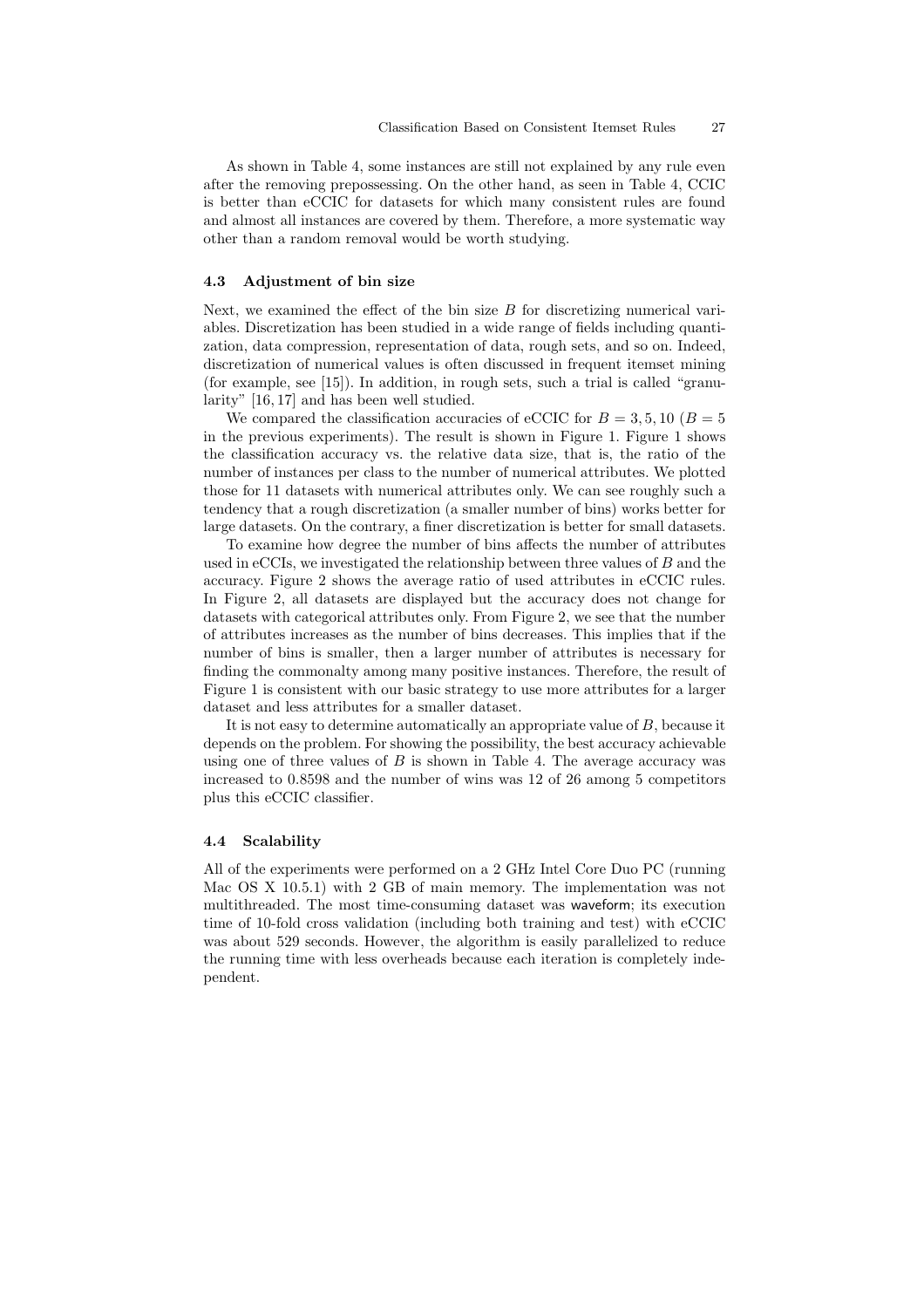As shown in Table 4, some instances are still not explained by any rule even after the removing prepossessing. On the other hand, as seen in Table 4, CCIC is better than eCCIC for datasets for which many consistent rules are found and almost all instances are covered by them. Therefore, a more systematic way other than a random removal would be worth studying.

### 4.3 Adjustment of bin size

Next, we examined the effect of the bin size $B$ for discretizing numerical variables. Discretization has been studied in a wide range of fields including quantization, data compression, representation of data, rough sets, and so on. Indeed, discretization of numerical values is often discussed in frequent itemset mining (for example, see [15]). In addition, in rough sets, such a trial is called "granularity" [16, 17] and has been well studied.

We compared the classification accuracies of eCCIC for $B = 3, 5, 10$ ($B = 5$ in the previous experiments). The result is shown in Figure 1. Figure 1 shows the classification accuracy vs. the relative data size, that is, the ratio of the number of instances per class to the number of numerical attributes. We plotted those for 11 datasets with numerical attributes only. We can see roughly such a tendency that a rough discretization (a smaller number of bins) works better for large datasets. On the contrary, a finer discretization is better for small datasets.

To examine how degree the number of bins affects the number of attributes used in eCCIs, we investigated the relationship between three values of $B$ and the accuracy. Figure 2 shows the average ratio of used attributes in eCCIC rules. In Figure 2, all datasets are displayed but the accuracy does not change for datasets with categorical attributes only. From Figure 2, we see that the number of attributes increases as the number of bins decreases. This implies that if the number of bins is smaller, then a larger number of attributes is necessary for finding the commonalty among many positive instances. Therefore, the result of Figure 1 is consistent with our basic strategy to use more attributes for a larger dataset and less attributes for a smaller dataset.

It is not easy to determine automatically an appropriate value of $B$, because it depends on the problem. For showing the possibility, the best accuracy achievable using one of three values of $B$ is shown in Table 4. The average accuracy was increased to 0.8598 and the number of wins was 12 of 26 among 5 competitors plus this eCCIC classifier.

### 4.4 Scalability

All of the experiments were performed on a 2 GHz Intel Core Duo PC (running Mac OS X 10.5.1) with 2 GB of main memory. The implementation was not multithreaded. The most time-consuming dataset was waveform; its execution time of 10-fold cross validation (including both training and test) with eCCIC was about 529 seconds. However, the algorithm is easily parallelized to reduce the running time with less overheads because each iteration is completely independent.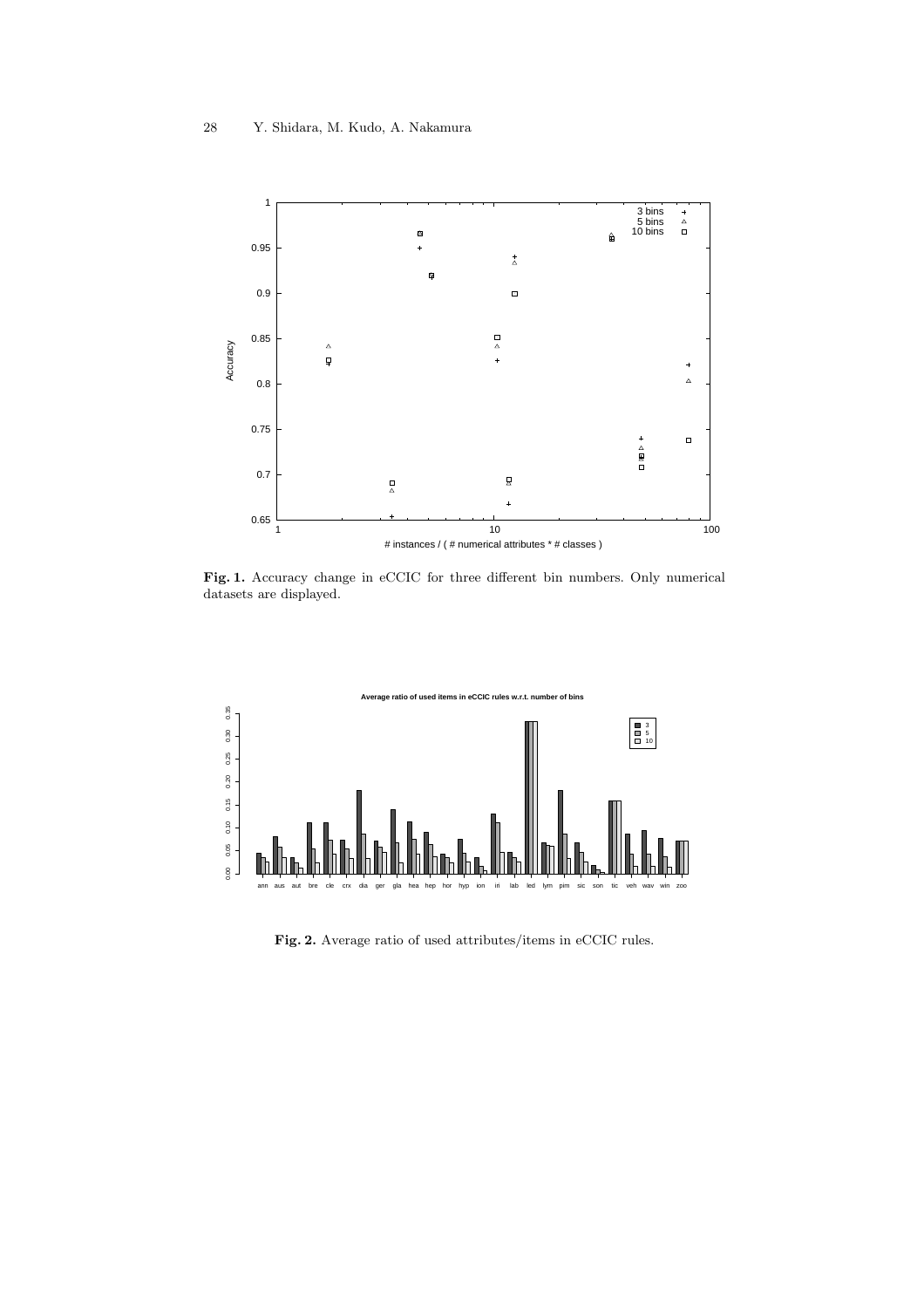**Fig. 1.** Accuracy change in eCCIC for three different bin numbers. Only numerical datasets are displayed.

**Fig. 2.** Average ratio of used attributes/items in eCCIC rules.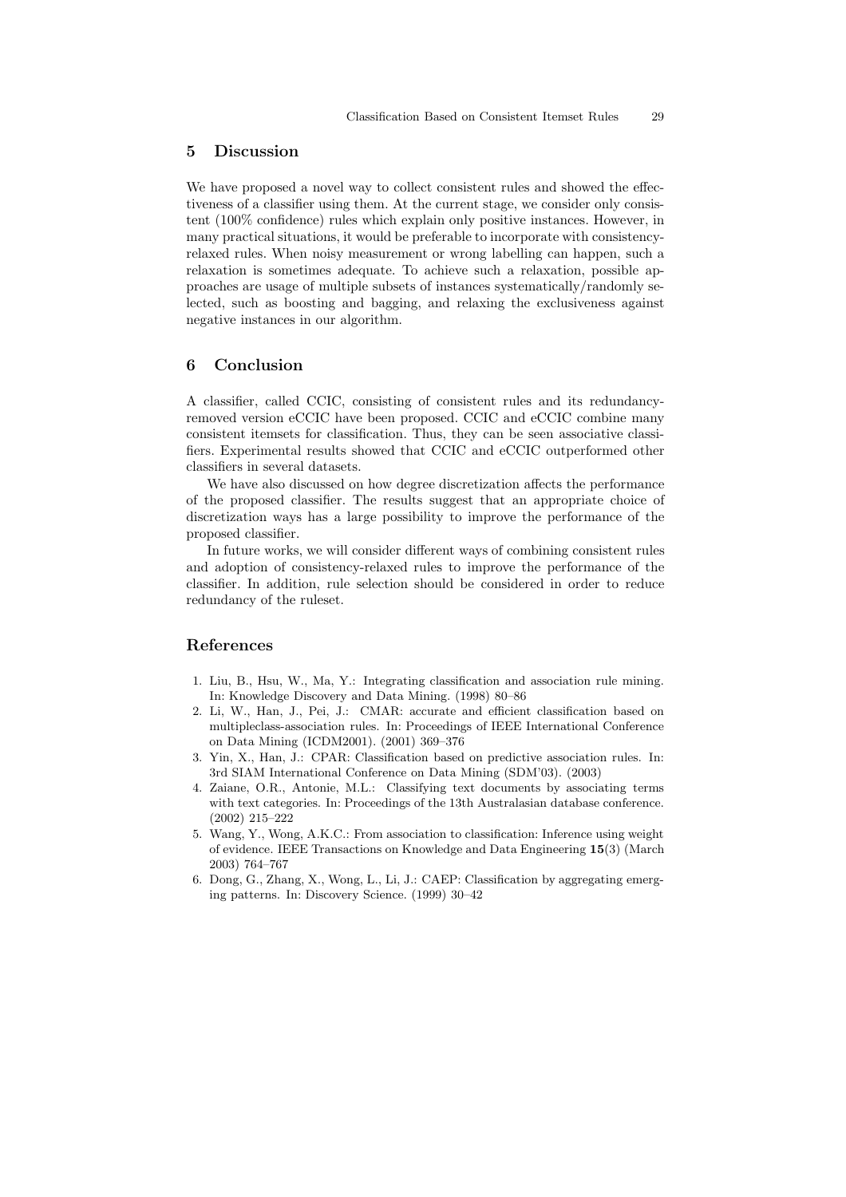## 5 Discussion

We have proposed a novel way to collect consistent rules and showed the effectiveness of a classifier using them. At the current stage, we consider only consistent (100% confidence) rules which explain only positive instances. However, in many practical situations, it would be preferable to incorporate with consistency-relaxed rules. When noisy measurement or wrong labelling can happen, such a relaxation is sometimes adequate. To achieve such a relaxation, possible approaches are usage of multiple subsets of instances systematically/randomly selected, such as boosting and bagging, and relaxing the exclusiveness against negative instances in our algorithm.

## 6 Conclusion

A classifier, called CCIC, consisting of consistent rules and its redundancy-removed version eCCIC have been proposed. CCIC and eCCIC combine many consistent itemsets for classification. Thus, they can be seen associative classifiers. Experimental results showed that CCIC and eCCIC outperformed other classifiers in several datasets.

We have also discussed on how degree discretization affects the performance of the proposed classifier. The results suggest that an appropriate choice of discretization ways has a large possibility to improve the performance of the proposed classifier.

In future works, we will consider different ways of combining consistent rules and adoption of consistency-relaxed rules to improve the performance of the classifier. In addition, rule selection should be considered in order to reduce redundancy of the ruleset.

## References

1. Liu, B., Hsu, W., Ma, Y.: Integrating classification and association rule mining. In: Knowledge Discovery and Data Mining. (1998) 80–86
2. Li, W., Han, J., Pei, J.: CMAR: accurate and efficient classification based on multipleclass-association rules. In: Proceedings of IEEE International Conference on Data Mining (ICDM2001). (2001) 369–376
3. Yin, X., Han, J.: CPAR: Classification based on predictive association rules. In: 3rd SIAM International Conference on Data Mining (SDM'03). (2003)
4. Zaiane, O.R., Antonie, M.L.: Classifying text documents by associating terms with text categories. In: Proceedings of the 13th Australasian database conference. (2002) 215–222
5. Wang, Y., Wong, A.K.C.: From association to classification: Inference using weight of evidence. IEEE Transactions on Knowledge and Data Engineering **15**(3) (March 2003) 764–767
6. Dong, G., Zhang, X., Wong, L., Li, J.: CAEP: Classification by aggregating emerging patterns. In: Discovery Science. (1999) 30–42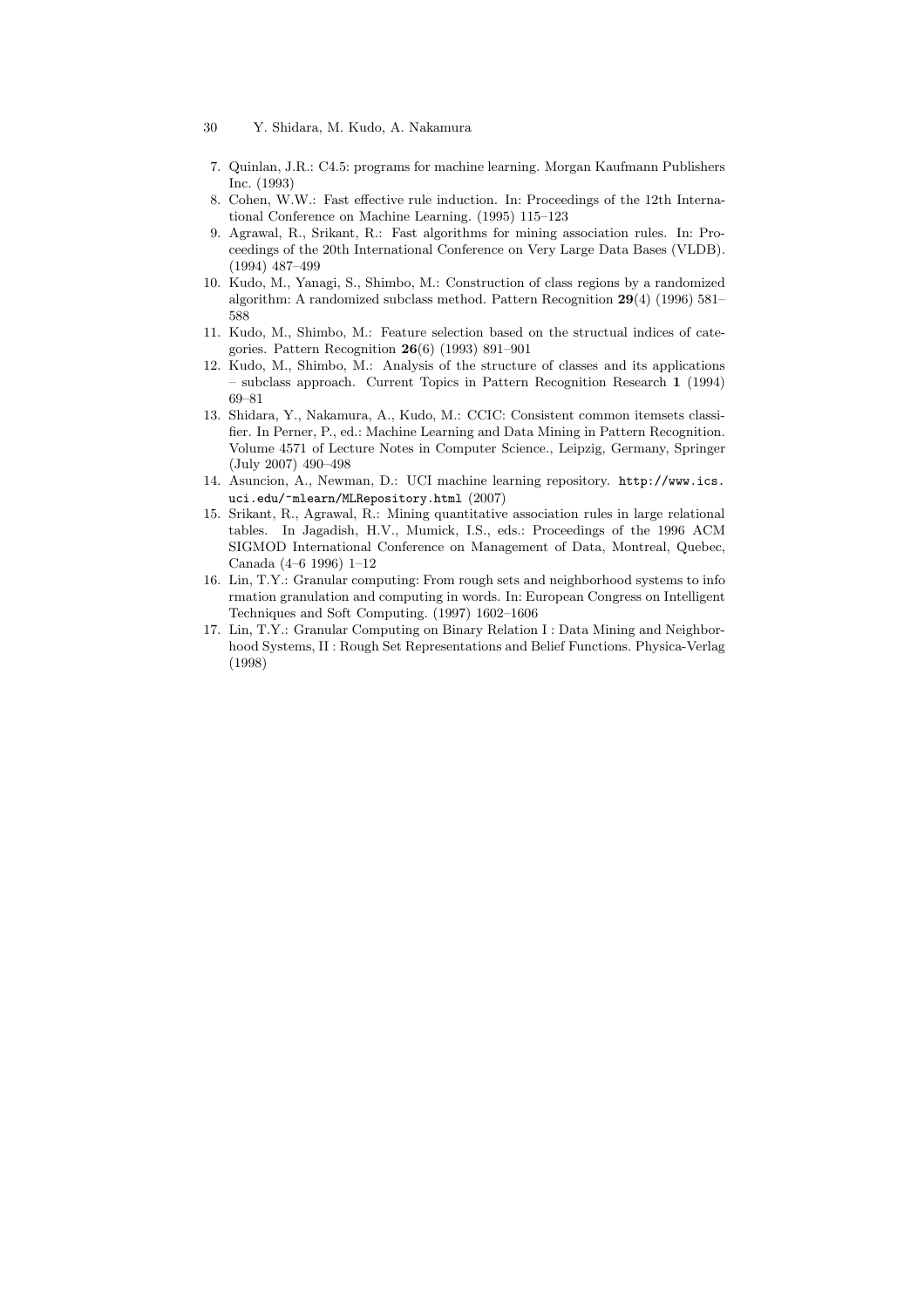7. Quinlan, J.R.: C4.5: programs for machine learning. Morgan Kaufmann Publishers Inc. (1993)
8. Cohen, W.W.: Fast effective rule induction. In: Proceedings of the 12th International Conference on Machine Learning. (1995) 115–123
9. Agrawal, R., Srikant, R.: Fast algorithms for mining association rules. In: Proceedings of the 20th International Conference on Very Large Data Bases (VLDB). (1994) 487–499
10. Kudo, M., Yanagi, S., Shimbo, M.: Construction of class regions by a randomized algorithm: A randomized subclass method. Pattern Recognition **29**(4) (1996) 581–588
11. Kudo, M., Shimbo, M.: Feature selection based on the structual indices of categories. Pattern Recognition **26**(6) (1993) 891–901
12. Kudo, M., Shimbo, M.: Analysis of the structure of classes and its applications – subclass approach. Current Topics in Pattern Recognition Research **1** (1994) 69–81
13. Shidara, Y., Nakamura, A., Kudo, M.: CCIC: Consistent common itemsets classifier. In Perner, P., ed.: Machine Learning and Data Mining in Pattern Recognition. Volume 4571 of Lecture Notes in Computer Science., Leipzig, Germany, Springer (July 2007) 490–498
14. Asuncion, A., Newman, D.: UCI machine learning repository. `http://www.ics.uci.edu/~mlearn/MLRepository.html` (2007)
15. Srikant, R., Agrawal, R.: Mining quantitative association rules in large relational tables. In Jagadish, H.V., Mumick, I.S., eds.: Proceedings of the 1996 ACM SIGMOD International Conference on Management of Data, Montreal, Quebec, Canada (4–6 1996) 1–12
16. Lin, T.Y.: Granular computing: From rough sets and neighborhood systems to info rmation granulation and computing in words. In: European Congress on Intelligent Techniques and Soft Computing. (1997) 1602–1606
17. Lin, T.Y.: Granular Computing on Binary Relation I : Data Mining and Neighborhood Systems, II : Rough Set Representations and Belief Functions. Physica-Verlag (1998)